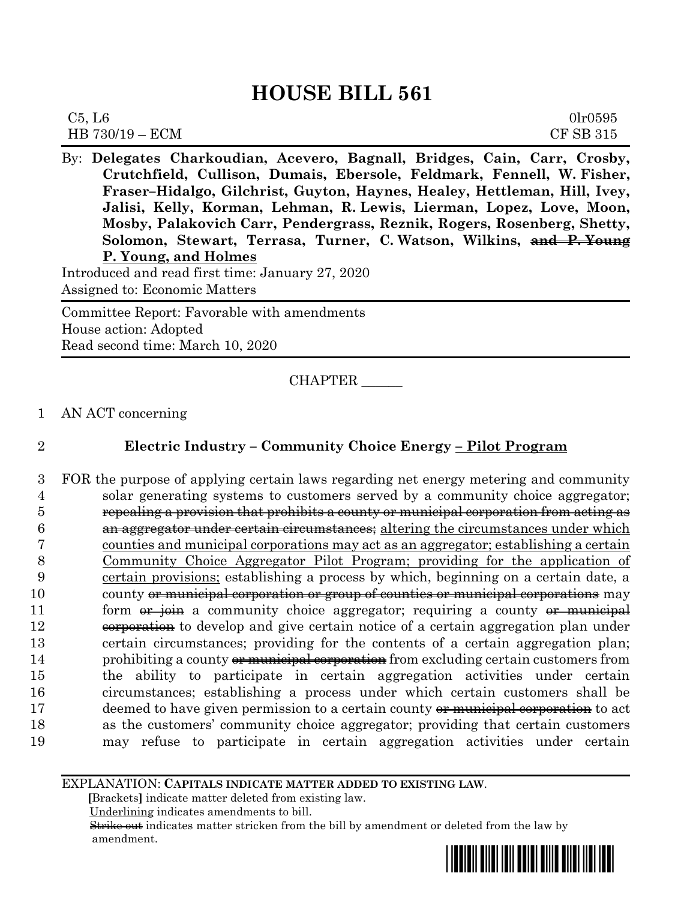# HOUSE BILL 561

C5, L6 0lr0595
HB 730/19 – ECM CF SB 315

By: **Delegates Charkoudian, Acevero, Bagnall, Bridges, Cain, Carr, Crosby, Crutchfield, Cullison, Dumais, Ebersole, Feldmark, Fennell, W. Fisher, Fraser–Hidalgo, Gilchrist, Guyton, Haynes, Healey, Hettleman, Hill, Ivey, Jalisi, Kelly, Korman, Lehman, R. Lewis, Lierman, Lopez, Love, Moon, Mosby, Palakovich Carr, Pendergrass, Reznik, Rogers, Rosenberg, Shetty, Solomon, Stewart, Terrasa, Turner, C. Watson, Wilkins, ~~and P. Young~~ P. Young, and Holmes**

Introduced and read first time: January 27, 2020
Assigned to: Economic Matters

Committee Report: Favorable with amendments
House action: Adopted
Read second time: March 10, 2020

CHAPTER ______

1 AN ACT concerning

2 **Electric Industry – Community Choice Energy – Pilot Program**

3 FOR the purpose of applying certain laws regarding net energy metering and community
4 solar generating systems to customers served by a community choice aggregator;
5 ~~repealing a provision that prohibits a county or municipal corporation from acting as~~
6 ~~an aggregator under certain circumstances;~~ altering the circumstances under which
7 counties and municipal corporations may act as an aggregator; establishing a certain
8 Community Choice Aggregator Pilot Program; providing for the application of
9 certain provisions; establishing a process by which, beginning on a certain date, a
10 county ~~or municipal corporation or group of counties or municipal corporations~~ may
11 form ~~or join~~ a community choice aggregator; requiring a county ~~or municipal~~
12 ~~corporation~~ to develop and give certain notice of a certain aggregation plan under
13 certain circumstances; providing for the contents of a certain aggregation plan;
14 prohibiting a county ~~or municipal corporation~~ from excluding certain customers from
15 the ability to participate in certain aggregation activities under certain
16 circumstances; establishing a process under which certain customers shall be
17 deemed to have given permission to a certain county ~~or municipal corporation~~ to act
18 as the customers' community choice aggregator; providing that certain customers
19 may refuse to participate in certain aggregation activities under certain

EXPLANATION: **CAPITALS INDICATE MATTER ADDED TO EXISTING LAW.**
**[**Brackets**]** indicate matter deleted from existing law.
Underlining indicates amendments to bill.
~~Strike out~~ indicates matter stricken from the bill by amendment or deleted from the law by amendment.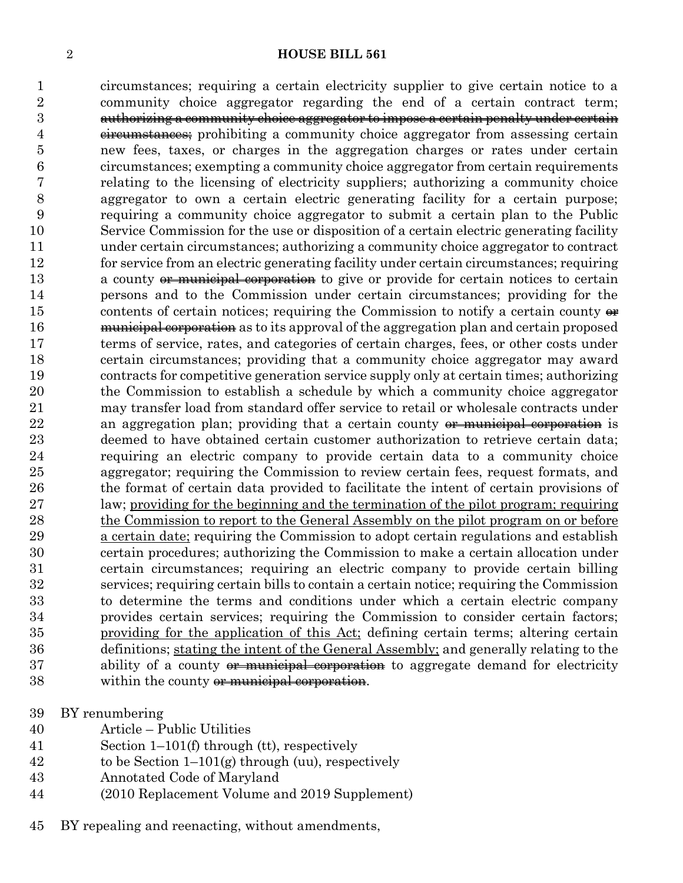circumstances; requiring a certain electricity supplier to give certain notice to a community choice aggregator regarding the end of a certain contract term; ~~authorizing a community choice aggregator to impose a certain penalty under certain circumstances;~~ prohibiting a community choice aggregator from assessing certain new fees, taxes, or charges in the aggregation charges or rates under certain circumstances; exempting a community choice aggregator from certain requirements relating to the licensing of electricity suppliers; authorizing a community choice aggregator to own a certain electric generating facility for a certain purpose; requiring a community choice aggregator to submit a certain plan to the Public Service Commission for the use or disposition of a certain electric generating facility under certain circumstances; authorizing a community choice aggregator to contract for service from an electric generating facility under certain circumstances; requiring a county ~~or municipal corporation~~ to give or provide for certain notices to certain persons and to the Commission under certain circumstances; providing for the contents of certain notices; requiring the Commission to notify a certain county ~~or municipal corporation~~ as to its approval of the aggregation plan and certain proposed terms of service, rates, and categories of certain charges, fees, or other costs under certain circumstances; providing that a community choice aggregator may award contracts for competitive generation service supply only at certain times; authorizing the Commission to establish a schedule by which a community choice aggregator may transfer load from standard offer service to retail or wholesale contracts under an aggregation plan; providing that a certain county ~~or municipal corporation~~ is deemed to have obtained certain customer authorization to retrieve certain data; requiring an electric company to provide certain data to a community choice aggregator; requiring the Commission to review certain fees, request formats, and the format of certain data provided to facilitate the intent of certain provisions of law; <u>providing for the beginning and the termination of the pilot program; requiring the Commission to report to the General Assembly on the pilot program on or before a certain date;</u> requiring the Commission to adopt certain regulations and establish certain procedures; authorizing the Commission to make a certain allocation under certain circumstances; requiring an electric company to provide certain billing services; requiring certain bills to contain a certain notice; requiring the Commission to determine the terms and conditions under which a certain electric company provides certain services; requiring the Commission to consider certain factors; <u>providing for the application of this Act;</u> defining certain terms; altering certain definitions; <u>stating the intent of the General Assembly;</u> and generally relating to the ability of a county ~~or municipal corporation~~ to aggregate demand for electricity within the county ~~or municipal corporation~~.

BY renumbering

Article – Public Utilities
Section 1–101(f) through (tt), respectively
to be Section 1–101(g) through (uu), respectively
Annotated Code of Maryland
(2010 Replacement Volume and 2019 Supplement)

BY repealing and reenacting, without amendments,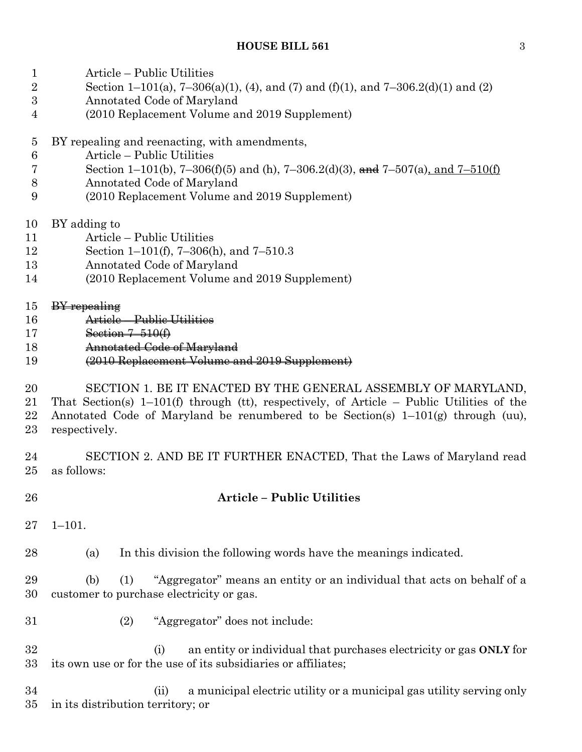Article – Public Utilities
Section 1–101(a), 7–306(a)(1), (4), and (7) and (f)(1), and 7–306.2(d)(1) and (2)
Annotated Code of Maryland
(2010 Replacement Volume and 2019 Supplement)

BY repealing and reenacting, with amendments,
Article – Public Utilities
Section 1–101(b), 7–306(f)(5) and (h), 7–306.2(d)(3), ~~and~~ 7–507(a), and 7–510(f)
Annotated Code of Maryland
(2010 Replacement Volume and 2019 Supplement)

BY adding to
Article – Public Utilities
Section 1–101(f), 7–306(h), and 7–510.3
Annotated Code of Maryland
(2010 Replacement Volume and 2019 Supplement)

~~BY repealing~~
~~Article – Public Utilities~~
~~Section 7–510(f)~~
~~Annotated Code of Maryland~~
~~(2010 Replacement Volume and 2019 Supplement)~~

SECTION 1. BE IT ENACTED BY THE GENERAL ASSEMBLY OF MARYLAND, That Section(s) 1–101(f) through (tt), respectively, of Article – Public Utilities of the Annotated Code of Maryland be renumbered to be Section(s) 1–101(g) through (uu), respectively.

SECTION 2. AND BE IT FURTHER ENACTED, That the Laws of Maryland read as follows:

## Article – Public Utilities

1–101.

(a) In this division the following words have the meanings indicated.

(b) (1) "Aggregator" means an entity or an individual that acts on behalf of a customer to purchase electricity or gas.

(2) "Aggregator" does not include:

(i) an entity or individual that purchases electricity or gas **ONLY** for its own use or for the use of its subsidiaries or affiliates;

(ii) a municipal electric utility or a municipal gas utility serving only in its distribution territory; or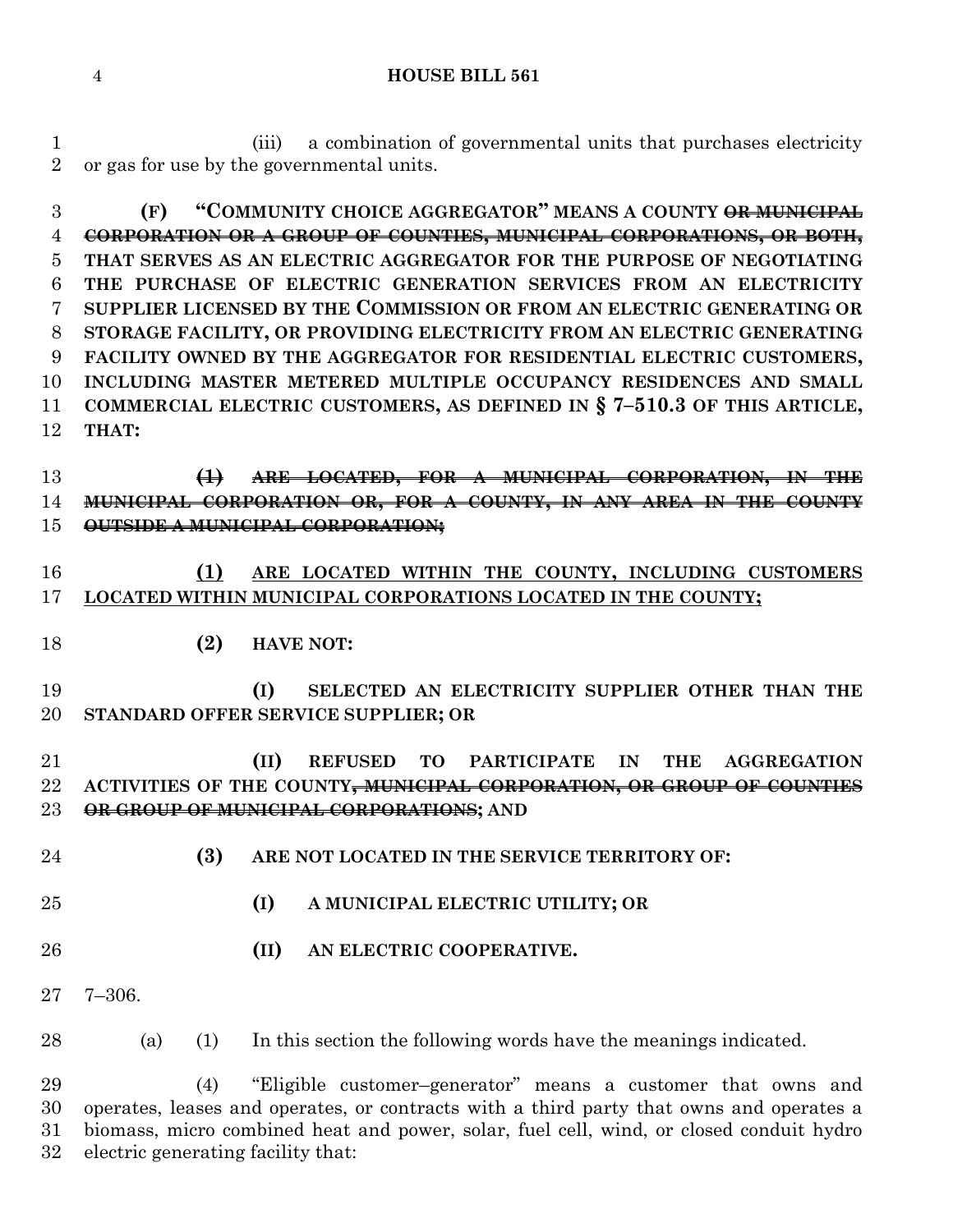(iii) a combination of governmental units that purchases electricity or gas for use by the governmental units.

**(F) "COMMUNITY CHOICE AGGREGATOR" MEANS A COUNTY ~~OR MUNICIPAL CORPORATION OR A GROUP OF COUNTIES, MUNICIPAL CORPORATIONS, OR BOTH,~~ THAT SERVES AS AN ELECTRIC AGGREGATOR FOR THE PURPOSE OF NEGOTIATING THE PURCHASE OF ELECTRIC GENERATION SERVICES FROM AN ELECTRICITY SUPPLIER LICENSED BY THE COMMISSION OR FROM AN ELECTRIC GENERATING OR STORAGE FACILITY, OR PROVIDING ELECTRICITY FROM AN ELECTRIC GENERATING FACILITY OWNED BY THE AGGREGATOR FOR RESIDENTIAL ELECTRIC CUSTOMERS, INCLUDING MASTER METERED MULTIPLE OCCUPANCY RESIDENCES AND SMALL COMMERCIAL ELECTRIC CUSTOMERS, AS DEFINED IN § 7–510.3 OF THIS ARTICLE, THAT:**

**~~(1) ARE LOCATED, FOR A MUNICIPAL CORPORATION, IN THE MUNICIPAL CORPORATION OR, FOR A COUNTY, IN ANY AREA IN THE COUNTY OUTSIDE A MUNICIPAL CORPORATION;~~**

**<u>(1) ARE LOCATED WITHIN THE COUNTY, INCLUDING CUSTOMERS LOCATED WITHIN MUNICIPAL CORPORATIONS LOCATED IN THE COUNTY;</u>**

**(2) HAVE NOT:**

**(I) SELECTED AN ELECTRICITY SUPPLIER OTHER THAN THE STANDARD OFFER SERVICE SUPPLIER; OR**

**(II) REFUSED TO PARTICIPATE IN THE AGGREGATION ACTIVITIES OF THE COUNTY~~, MUNICIPAL CORPORATION, OR GROUP OF COUNTIES OR GROUP OF MUNICIPAL CORPORATIONS~~; AND**

**(3) ARE NOT LOCATED IN THE SERVICE TERRITORY OF:**

**(I) A MUNICIPAL ELECTRIC UTILITY; OR**

**(II) AN ELECTRIC COOPERATIVE.**

7–306.

(a) (1) In this section the following words have the meanings indicated.

(4) "Eligible customer–generator" means a customer that owns and operates, leases and operates, or contracts with a third party that owns and operates a biomass, micro combined heat and power, solar, fuel cell, wind, or closed conduit hydro electric generating facility that: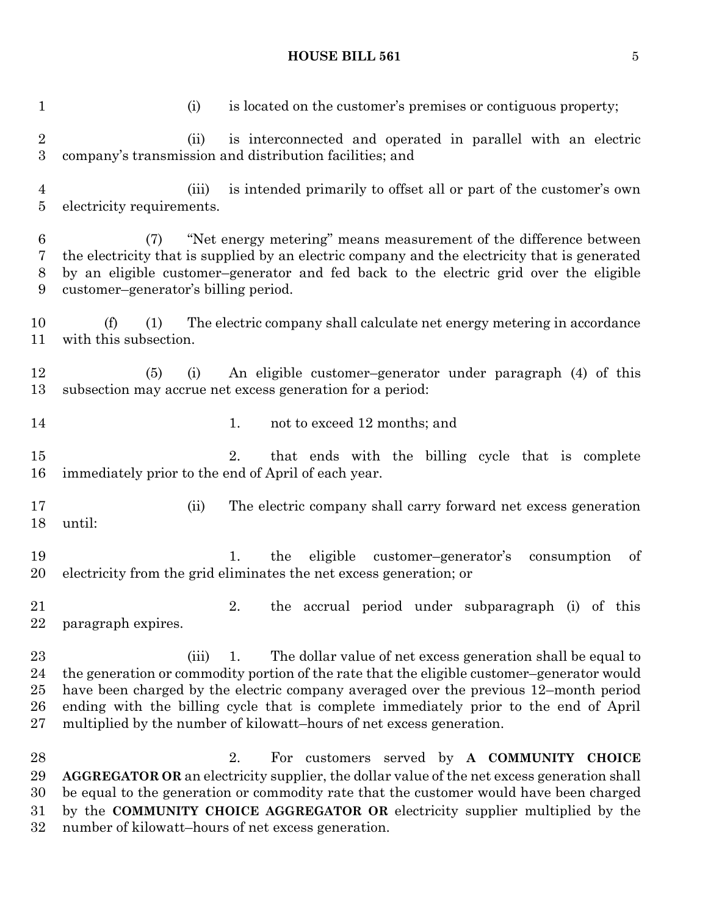(i) is located on the customer's premises or contiguous property;

(ii) is interconnected and operated in parallel with an electric company's transmission and distribution facilities; and

(iii) is intended primarily to offset all or part of the customer's own electricity requirements.

(7) "Net energy metering" means measurement of the difference between the electricity that is supplied by an electric company and the electricity that is generated by an eligible customer–generator and fed back to the electric grid over the eligible customer–generator's billing period.

(f) (1) The electric company shall calculate net energy metering in accordance with this subsection.

(5) (i) An eligible customer–generator under paragraph (4) of this subsection may accrue net excess generation for a period:

1. not to exceed 12 months; and

2. that ends with the billing cycle that is complete immediately prior to the end of April of each year.

(ii) The electric company shall carry forward net excess generation until:

1. the eligible customer–generator's consumption of electricity from the grid eliminates the net excess generation; or

2. the accrual period under subparagraph (i) of this paragraph expires.

(iii) 1. The dollar value of net excess generation shall be equal to the generation or commodity portion of the rate that the eligible customer–generator would have been charged by the electric company averaged over the previous 12–month period ending with the billing cycle that is complete immediately prior to the end of April multiplied by the number of kilowatt–hours of net excess generation.

2. For customers served by **A COMMUNITY CHOICE AGGREGATOR OR** an electricity supplier, the dollar value of the net excess generation shall be equal to the generation or commodity rate that the customer would have been charged by the **COMMUNITY CHOICE AGGREGATOR OR** electricity supplier multiplied by the number of kilowatt–hours of net excess generation.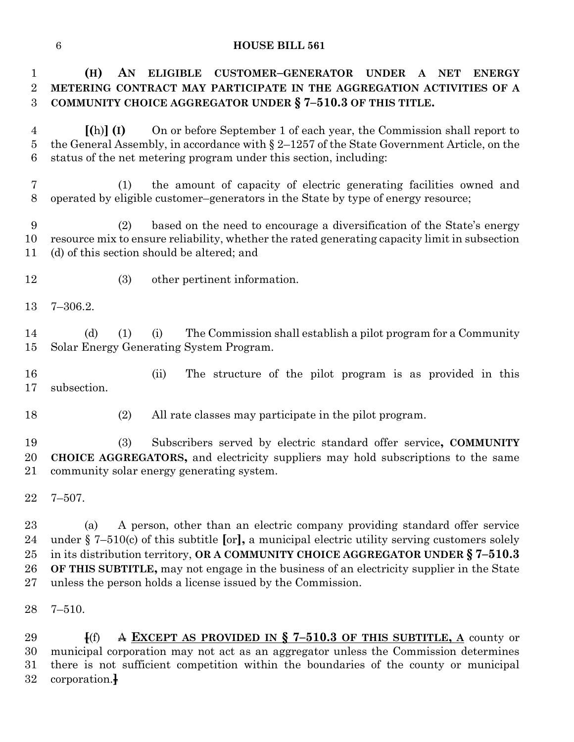**(H) AN ELIGIBLE CUSTOMER–GENERATOR UNDER A NET ENERGY METERING CONTRACT MAY PARTICIPATE IN THE AGGREGATION ACTIVITIES OF A COMMUNITY CHOICE AGGREGATOR UNDER § 7–510.3 OF THIS TITLE.**

**[**(h)**] (I)** On or before September 1 of each year, the Commission shall report to the General Assembly, in accordance with § 2–1257 of the State Government Article, on the status of the net metering program under this section, including:

(1) the amount of capacity of electric generating facilities owned and operated by eligible customer–generators in the State by type of energy resource;

(2) based on the need to encourage a diversification of the State's energy resource mix to ensure reliability, whether the rated generating capacity limit in subsection (d) of this section should be altered; and

(3) other pertinent information.

7–306.2.

(d) (1) (i) The Commission shall establish a pilot program for a Community Solar Energy Generating System Program.

(ii) The structure of the pilot program is as provided in this subsection.

(2) All rate classes may participate in the pilot program.

(3) Subscribers served by electric standard offer service**, COMMUNITY CHOICE AGGREGATORS,** and electricity suppliers may hold subscriptions to the same community solar energy generating system.

7–507.

(a) A person, other than an electric company providing standard offer service under § 7–510(c) of this subtitle **[**or**],** a municipal electric utility serving customers solely in its distribution territory, **OR A COMMUNITY CHOICE AGGREGATOR UNDER § 7–510.3 OF THIS SUBTITLE,** may not engage in the business of an electricity supplier in the State unless the person holds a license issued by the Commission.

7–510.

~~[~~(f) ~~A~~ <u>**EXCEPT AS PROVIDED IN § 7–510.3 OF THIS SUBTITLE, A**</u> county or municipal corporation may not act as an aggregator unless the Commission determines there is not sufficient competition within the boundaries of the county or municipal corporation.~~]~~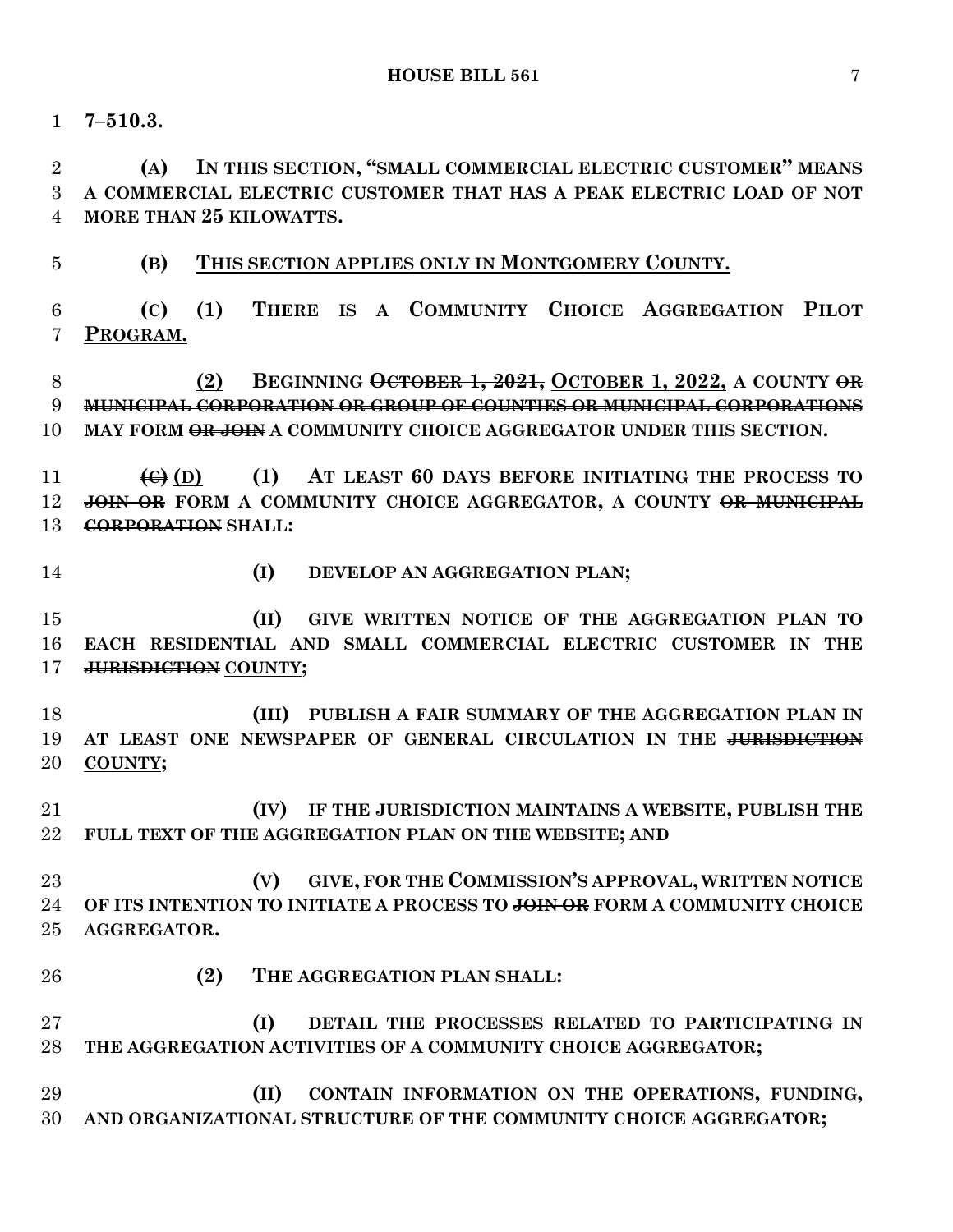**7–510.3.**

**(A) IN THIS SECTION, "SMALL COMMERCIAL ELECTRIC CUSTOMER" MEANS A COMMERCIAL ELECTRIC CUSTOMER THAT HAS A PEAK ELECTRIC LOAD OF NOT MORE THAN 25 KILOWATTS.**

**(B) <u>THIS SECTION APPLIES ONLY IN MONTGOMERY COUNTY.</u>**

**<u>(C)</u> <u>(1)</u> <u>THERE IS A COMMUNITY CHOICE AGGREGATION PILOT PROGRAM.</u>**

**<u>(2)</u> BEGINNING ~~OCTOBER 1, 2021,~~ <u>OCTOBER 1, 2022,</u> A COUNTY ~~OR MUNICIPAL CORPORATION OR GROUP OF COUNTIES OR MUNICIPAL CORPORATIONS~~ MAY FORM ~~OR JOIN~~ A COMMUNITY CHOICE AGGREGATOR UNDER THIS SECTION.**

**~~(C)~~ <u>(D)</u> (1) AT LEAST 60 DAYS BEFORE INITIATING THE PROCESS TO ~~JOIN OR~~ FORM A COMMUNITY CHOICE AGGREGATOR, A COUNTY ~~OR MUNICIPAL CORPORATION~~ SHALL:**

**(I) DEVELOP AN AGGREGATION PLAN;**

**(II) GIVE WRITTEN NOTICE OF THE AGGREGATION PLAN TO EACH RESIDENTIAL AND SMALL COMMERCIAL ELECTRIC CUSTOMER IN THE ~~JURISDICTION~~ <u>COUNTY</u>;**

**(III) PUBLISH A FAIR SUMMARY OF THE AGGREGATION PLAN IN AT LEAST ONE NEWSPAPER OF GENERAL CIRCULATION IN THE ~~JURISDICTION~~ <u>COUNTY</u>;**

**(IV) IF THE JURISDICTION MAINTAINS A WEBSITE, PUBLISH THE FULL TEXT OF THE AGGREGATION PLAN ON THE WEBSITE; AND**

**(V) GIVE, FOR THE COMMISSION'S APPROVAL, WRITTEN NOTICE OF ITS INTENTION TO INITIATE A PROCESS TO ~~JOIN OR~~ FORM A COMMUNITY CHOICE AGGREGATOR.**

**(2) THE AGGREGATION PLAN SHALL:**

**(I) DETAIL THE PROCESSES RELATED TO PARTICIPATING IN THE AGGREGATION ACTIVITIES OF A COMMUNITY CHOICE AGGREGATOR;**

**(II) CONTAIN INFORMATION ON THE OPERATIONS, FUNDING, AND ORGANIZATIONAL STRUCTURE OF THE COMMUNITY CHOICE AGGREGATOR;**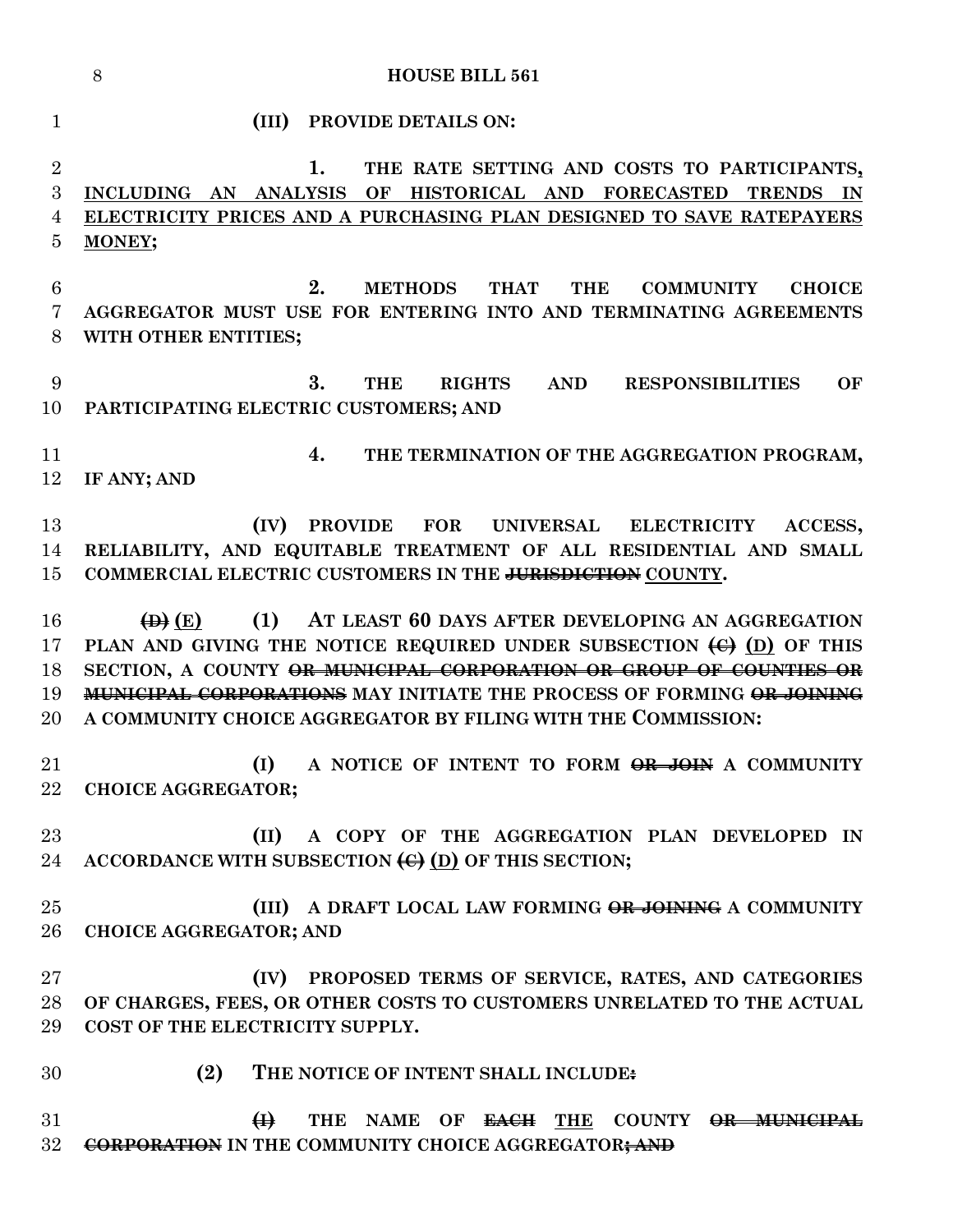(III) PROVIDE DETAILS ON:

1. THE RATE SETTING AND COSTS TO PARTICIPANTS, INCLUDING AN ANALYSIS OF HISTORICAL AND FORECASTED TRENDS IN ELECTRICITY PRICES AND A PURCHASING PLAN DESIGNED TO SAVE RATEPAYERS MONEY;

2. METHODS THAT THE COMMUNITY CHOICE AGGREGATOR MUST USE FOR ENTERING INTO AND TERMINATING AGREEMENTS WITH OTHER ENTITIES;

3. THE RIGHTS AND RESPONSIBILITIES OF PARTICIPATING ELECTRIC CUSTOMERS; AND

4. THE TERMINATION OF THE AGGREGATION PROGRAM, IF ANY; AND

(IV) PROVIDE FOR UNIVERSAL ELECTRICITY ACCESS, RELIABILITY, AND EQUITABLE TREATMENT OF ALL RESIDENTIAL AND SMALL COMMERCIAL ELECTRIC CUSTOMERS IN THE ~~JURISDICTION~~ COUNTY.

~~(D)~~ (E) (1) AT LEAST 60 DAYS AFTER DEVELOPING AN AGGREGATION PLAN AND GIVING THE NOTICE REQUIRED UNDER SUBSECTION ~~(C)~~ (D) OF THIS SECTION, A COUNTY ~~OR MUNICIPAL CORPORATION OR GROUP OF COUNTIES OR MUNICIPAL CORPORATIONS~~ MAY INITIATE THE PROCESS OF FORMING ~~OR JOINING~~ A COMMUNITY CHOICE AGGREGATOR BY FILING WITH THE COMMISSION:

(I) A NOTICE OF INTENT TO FORM ~~OR JOIN~~ A COMMUNITY CHOICE AGGREGATOR;

(II) A COPY OF THE AGGREGATION PLAN DEVELOPED IN ACCORDANCE WITH SUBSECTION ~~(C)~~ (D) OF THIS SECTION;

(III) A DRAFT LOCAL LAW FORMING ~~OR JOINING~~ A COMMUNITY CHOICE AGGREGATOR; AND

(IV) PROPOSED TERMS OF SERVICE, RATES, AND CATEGORIES OF CHARGES, FEES, OR OTHER COSTS TO CUSTOMERS UNRELATED TO THE ACTUAL COST OF THE ELECTRICITY SUPPLY.

(2) THE NOTICE OF INTENT SHALL INCLUDE~~:~~

~~(I)~~ THE NAME OF ~~EACH~~ THE COUNTY ~~OR MUNICIPAL CORPORATION~~ IN THE COMMUNITY CHOICE AGGREGATOR~~; AND~~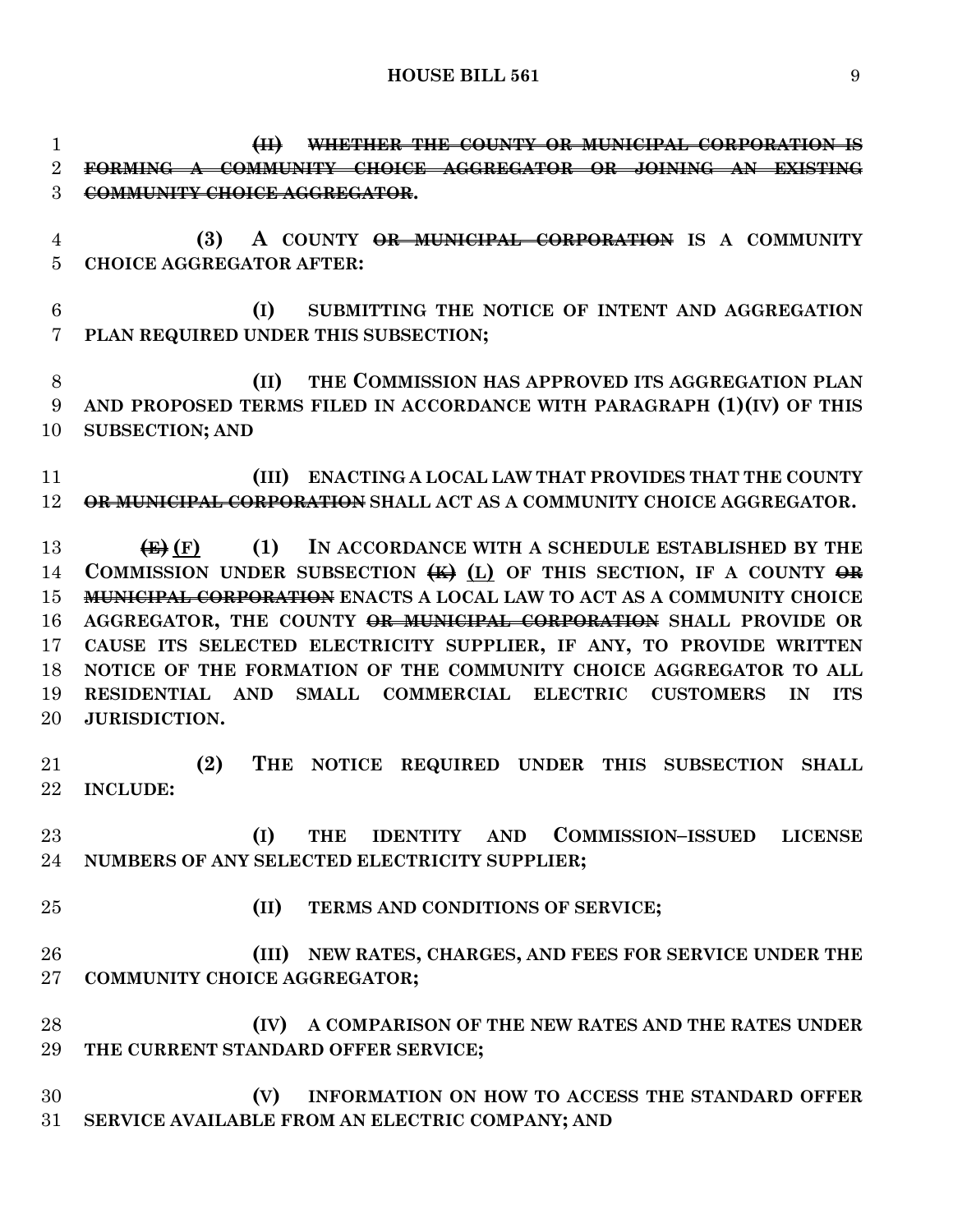**~~(II) WHETHER THE COUNTY OR MUNICIPAL CORPORATION IS FORMING A COMMUNITY CHOICE AGGREGATOR OR JOINING AN EXISTING COMMUNITY CHOICE AGGREGATOR~~.**

**(3) A COUNTY ~~OR MUNICIPAL CORPORATION~~ IS A COMMUNITY CHOICE AGGREGATOR AFTER:**

**(I) SUBMITTING THE NOTICE OF INTENT AND AGGREGATION PLAN REQUIRED UNDER THIS SUBSECTION;**

**(II) THE COMMISSION HAS APPROVED ITS AGGREGATION PLAN AND PROPOSED TERMS FILED IN ACCORDANCE WITH PARAGRAPH (1)(IV) OF THIS SUBSECTION; AND**

**(III) ENACTING A LOCAL LAW THAT PROVIDES THAT THE COUNTY ~~OR MUNICIPAL CORPORATION~~ SHALL ACT AS A COMMUNITY CHOICE AGGREGATOR.**

**~~(E)~~ <u>(F)</u> (1) IN ACCORDANCE WITH A SCHEDULE ESTABLISHED BY THE COMMISSION UNDER SUBSECTION ~~(K)~~ <u>(L)</u> OF THIS SECTION, IF A COUNTY ~~OR MUNICIPAL CORPORATION~~ ENACTS A LOCAL LAW TO ACT AS A COMMUNITY CHOICE AGGREGATOR, THE COUNTY ~~OR MUNICIPAL CORPORATION~~ SHALL PROVIDE OR CAUSE ITS SELECTED ELECTRICITY SUPPLIER, IF ANY, TO PROVIDE WRITTEN NOTICE OF THE FORMATION OF THE COMMUNITY CHOICE AGGREGATOR TO ALL RESIDENTIAL AND SMALL COMMERCIAL ELECTRIC CUSTOMERS IN ITS JURISDICTION.**

**(2) THE NOTICE REQUIRED UNDER THIS SUBSECTION SHALL INCLUDE:**

**(I) THE IDENTITY AND COMMISSION–ISSUED LICENSE NUMBERS OF ANY SELECTED ELECTRICITY SUPPLIER;**

**(II) TERMS AND CONDITIONS OF SERVICE;**

**(III) NEW RATES, CHARGES, AND FEES FOR SERVICE UNDER THE COMMUNITY CHOICE AGGREGATOR;**

**(IV) A COMPARISON OF THE NEW RATES AND THE RATES UNDER THE CURRENT STANDARD OFFER SERVICE;**

**(V) INFORMATION ON HOW TO ACCESS THE STANDARD OFFER SERVICE AVAILABLE FROM AN ELECTRIC COMPANY; AND**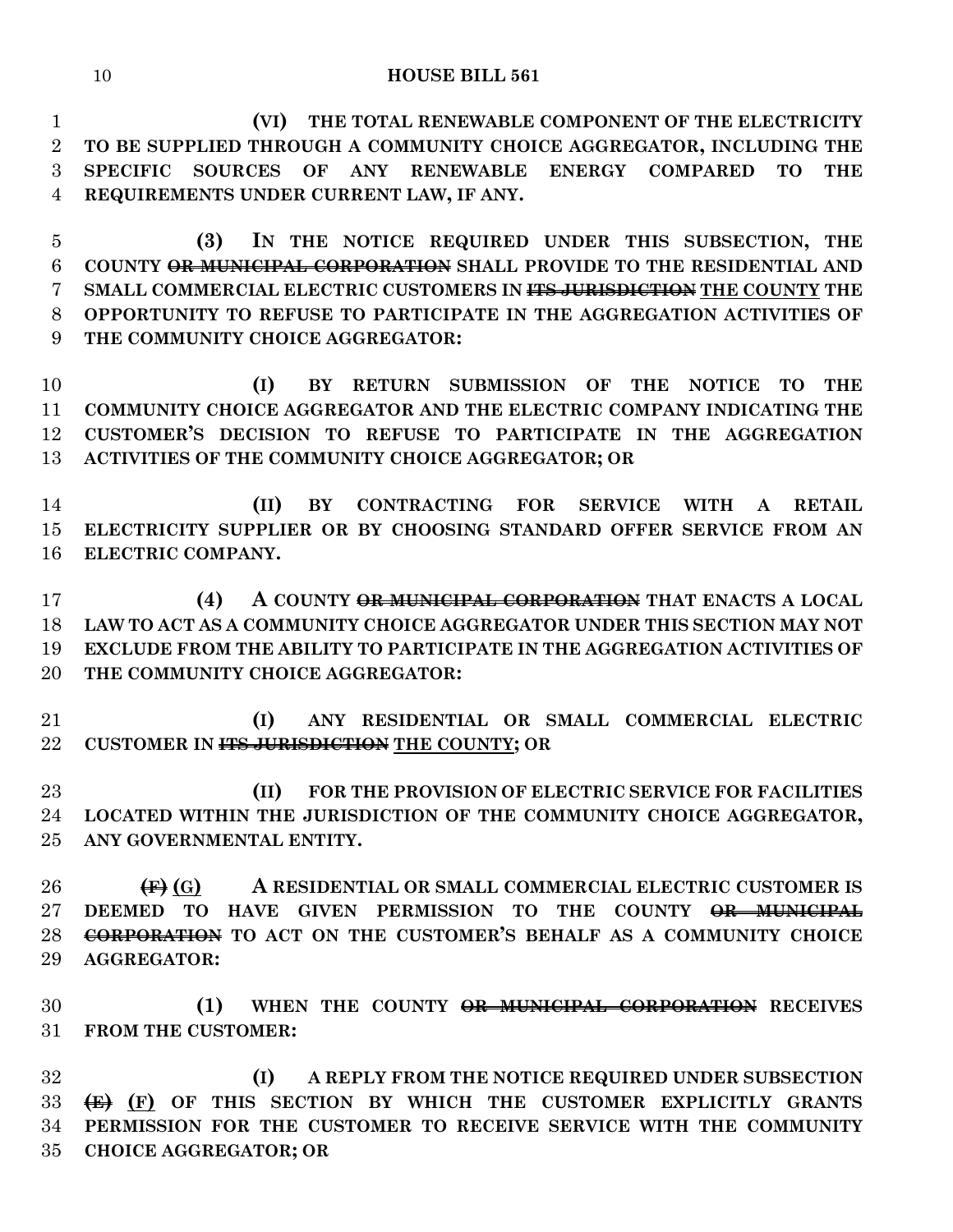**(VI) THE TOTAL RENEWABLE COMPONENT OF THE ELECTRICITY TO BE SUPPLIED THROUGH A COMMUNITY CHOICE AGGREGATOR, INCLUDING THE SPECIFIC SOURCES OF ANY RENEWABLE ENERGY COMPARED TO THE REQUIREMENTS UNDER CURRENT LAW, IF ANY.**

**(3) IN THE NOTICE REQUIRED UNDER THIS SUBSECTION, THE COUNTY ~~OR MUNICIPAL CORPORATION~~ SHALL PROVIDE TO THE RESIDENTIAL AND SMALL COMMERCIAL ELECTRIC CUSTOMERS IN ~~ITS JURISDICTION~~ THE COUNTY THE OPPORTUNITY TO REFUSE TO PARTICIPATE IN THE AGGREGATION ACTIVITIES OF THE COMMUNITY CHOICE AGGREGATOR:**

**(I) BY RETURN SUBMISSION OF THE NOTICE TO THE COMMUNITY CHOICE AGGREGATOR AND THE ELECTRIC COMPANY INDICATING THE CUSTOMER'S DECISION TO REFUSE TO PARTICIPATE IN THE AGGREGATION ACTIVITIES OF THE COMMUNITY CHOICE AGGREGATOR; OR**

**(II) BY CONTRACTING FOR SERVICE WITH A RETAIL ELECTRICITY SUPPLIER OR BY CHOOSING STANDARD OFFER SERVICE FROM AN ELECTRIC COMPANY.**

**(4) A COUNTY ~~OR MUNICIPAL CORPORATION~~ THAT ENACTS A LOCAL LAW TO ACT AS A COMMUNITY CHOICE AGGREGATOR UNDER THIS SECTION MAY NOT EXCLUDE FROM THE ABILITY TO PARTICIPATE IN THE AGGREGATION ACTIVITIES OF THE COMMUNITY CHOICE AGGREGATOR:**

**(I) ANY RESIDENTIAL OR SMALL COMMERCIAL ELECTRIC CUSTOMER IN ~~ITS JURISDICTION~~ THE COUNTY; OR**

**(II) FOR THE PROVISION OF ELECTRIC SERVICE FOR FACILITIES LOCATED WITHIN THE JURISDICTION OF THE COMMUNITY CHOICE AGGREGATOR, ANY GOVERNMENTAL ENTITY.**

**~~(F)~~ (G) A RESIDENTIAL OR SMALL COMMERCIAL ELECTRIC CUSTOMER IS DEEMED TO HAVE GIVEN PERMISSION TO THE COUNTY ~~OR MUNICIPAL CORPORATION~~ TO ACT ON THE CUSTOMER'S BEHALF AS A COMMUNITY CHOICE AGGREGATOR:**

**(1) WHEN THE COUNTY ~~OR MUNICIPAL CORPORATION~~ RECEIVES FROM THE CUSTOMER:**

**(I) A REPLY FROM THE NOTICE REQUIRED UNDER SUBSECTION ~~(E)~~ (F) OF THIS SECTION BY WHICH THE CUSTOMER EXPLICITLY GRANTS PERMISSION FOR THE CUSTOMER TO RECEIVE SERVICE WITH THE COMMUNITY CHOICE AGGREGATOR; OR**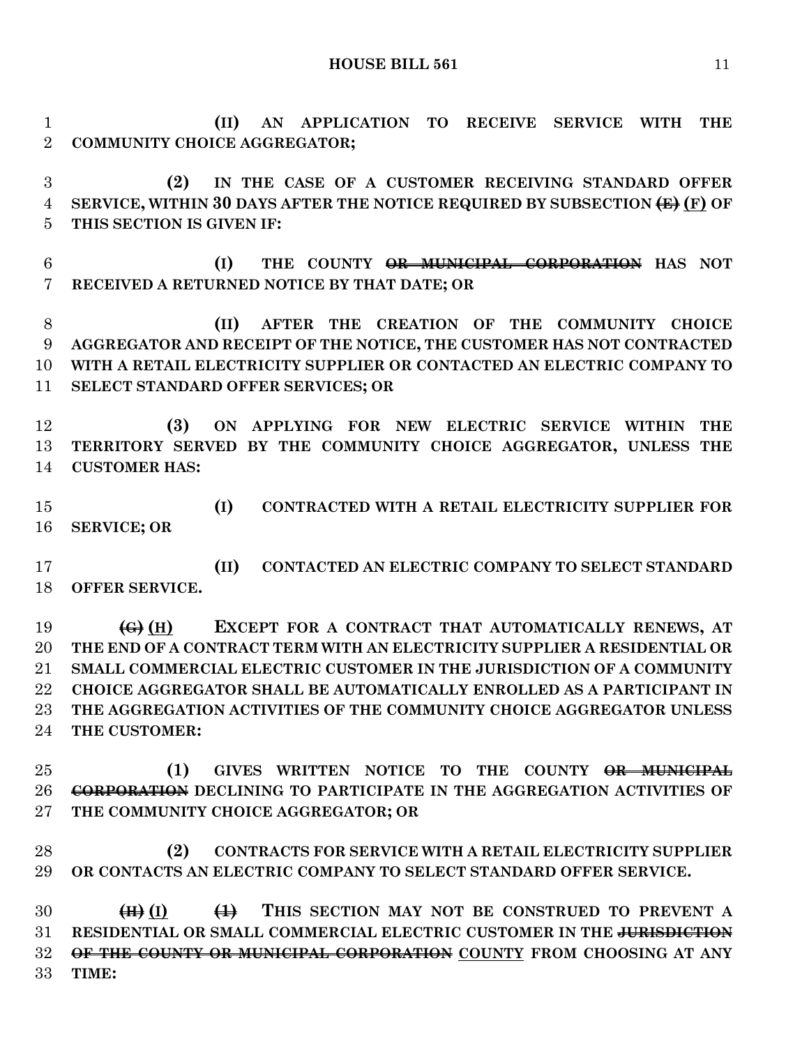(II) AN APPLICATION TO RECEIVE SERVICE WITH THE COMMUNITY CHOICE AGGREGATOR;

(2) IN THE CASE OF A CUSTOMER RECEIVING STANDARD OFFER SERVICE, WITHIN 30 DAYS AFTER THE NOTICE REQUIRED BY SUBSECTION ~~(E)~~ (F) OF THIS SECTION IS GIVEN IF:

(I) THE COUNTY ~~OR MUNICIPAL CORPORATION~~ HAS NOT RECEIVED A RETURNED NOTICE BY THAT DATE; OR

(II) AFTER THE CREATION OF THE COMMUNITY CHOICE AGGREGATOR AND RECEIPT OF THE NOTICE, THE CUSTOMER HAS NOT CONTRACTED WITH A RETAIL ELECTRICITY SUPPLIER OR CONTACTED AN ELECTRIC COMPANY TO SELECT STANDARD OFFER SERVICES; OR

(3) ON APPLYING FOR NEW ELECTRIC SERVICE WITHIN THE TERRITORY SERVED BY THE COMMUNITY CHOICE AGGREGATOR, UNLESS THE CUSTOMER HAS:

(I) CONTRACTED WITH A RETAIL ELECTRICITY SUPPLIER FOR SERVICE; OR

(II) CONTACTED AN ELECTRIC COMPANY TO SELECT STANDARD OFFER SERVICE.

~~(G)~~ (H) EXCEPT FOR A CONTRACT THAT AUTOMATICALLY RENEWS, AT THE END OF A CONTRACT TERM WITH AN ELECTRICITY SUPPLIER A RESIDENTIAL OR SMALL COMMERCIAL ELECTRIC CUSTOMER IN THE JURISDICTION OF A COMMUNITY CHOICE AGGREGATOR SHALL BE AUTOMATICALLY ENROLLED AS A PARTICIPANT IN THE AGGREGATION ACTIVITIES OF THE COMMUNITY CHOICE AGGREGATOR UNLESS THE CUSTOMER:

(1) GIVES WRITTEN NOTICE TO THE COUNTY ~~OR MUNICIPAL CORPORATION~~ DECLINING TO PARTICIPATE IN THE AGGREGATION ACTIVITIES OF THE COMMUNITY CHOICE AGGREGATOR; OR

(2) CONTRACTS FOR SERVICE WITH A RETAIL ELECTRICITY SUPPLIER OR CONTACTS AN ELECTRIC COMPANY TO SELECT STANDARD OFFER SERVICE.

~~(H)~~ (I) ~~(1)~~ THIS SECTION MAY NOT BE CONSTRUED TO PREVENT A RESIDENTIAL OR SMALL COMMERCIAL ELECTRIC CUSTOMER IN THE ~~JURISDICTION OF THE COUNTY OR MUNICIPAL CORPORATION~~ COUNTY FROM CHOOSING AT ANY TIME: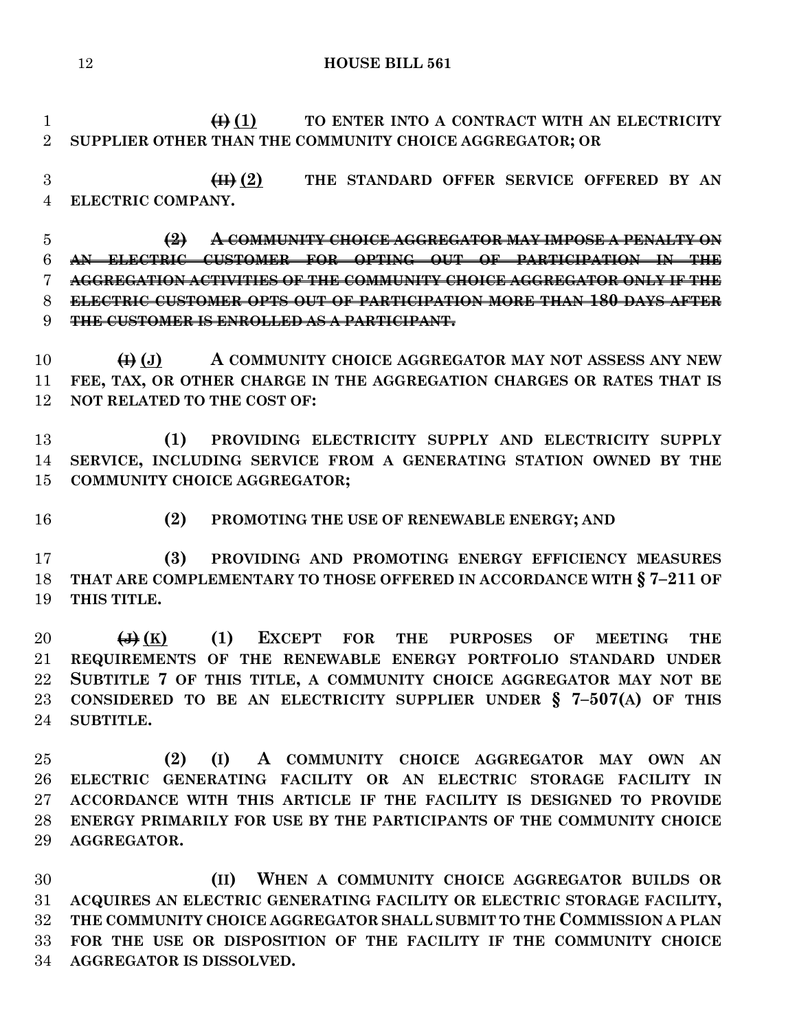~~(I)~~ (1) TO ENTER INTO A CONTRACT WITH AN ELECTRICITY SUPPLIER OTHER THAN THE COMMUNITY CHOICE AGGREGATOR; OR

~~(II)~~ (2) THE STANDARD OFFER SERVICE OFFERED BY AN ELECTRIC COMPANY.

~~(2) A COMMUNITY CHOICE AGGREGATOR MAY IMPOSE A PENALTY ON AN ELECTRIC CUSTOMER FOR OPTING OUT OF PARTICIPATION IN THE AGGREGATION ACTIVITIES OF THE COMMUNITY CHOICE AGGREGATOR ONLY IF THE ELECTRIC CUSTOMER OPTS OUT OF PARTICIPATION MORE THAN 180 DAYS AFTER THE CUSTOMER IS ENROLLED AS A PARTICIPANT.~~

~~(I)~~ (J) A COMMUNITY CHOICE AGGREGATOR MAY NOT ASSESS ANY NEW FEE, TAX, OR OTHER CHARGE IN THE AGGREGATION CHARGES OR RATES THAT IS NOT RELATED TO THE COST OF:

(1) PROVIDING ELECTRICITY SUPPLY AND ELECTRICITY SUPPLY SERVICE, INCLUDING SERVICE FROM A GENERATING STATION OWNED BY THE COMMUNITY CHOICE AGGREGATOR;

(2) PROMOTING THE USE OF RENEWABLE ENERGY; AND

(3) PROVIDING AND PROMOTING ENERGY EFFICIENCY MEASURES THAT ARE COMPLEMENTARY TO THOSE OFFERED IN ACCORDANCE WITH § 7–211 OF THIS TITLE.

~~(J)~~ (K) (1) EXCEPT FOR THE PURPOSES OF MEETING THE REQUIREMENTS OF THE RENEWABLE ENERGY PORTFOLIO STANDARD UNDER SUBTITLE 7 OF THIS TITLE, A COMMUNITY CHOICE AGGREGATOR MAY NOT BE CONSIDERED TO BE AN ELECTRICITY SUPPLIER UNDER § 7–507(A) OF THIS SUBTITLE.

(2) (I) A COMMUNITY CHOICE AGGREGATOR MAY OWN AN ELECTRIC GENERATING FACILITY OR AN ELECTRIC STORAGE FACILITY IN ACCORDANCE WITH THIS ARTICLE IF THE FACILITY IS DESIGNED TO PROVIDE ENERGY PRIMARILY FOR USE BY THE PARTICIPANTS OF THE COMMUNITY CHOICE AGGREGATOR.

(II) WHEN A COMMUNITY CHOICE AGGREGATOR BUILDS OR ACQUIRES AN ELECTRIC GENERATING FACILITY OR ELECTRIC STORAGE FACILITY, THE COMMUNITY CHOICE AGGREGATOR SHALL SUBMIT TO THE COMMISSION A PLAN FOR THE USE OR DISPOSITION OF THE FACILITY IF THE COMMUNITY CHOICE AGGREGATOR IS DISSOLVED.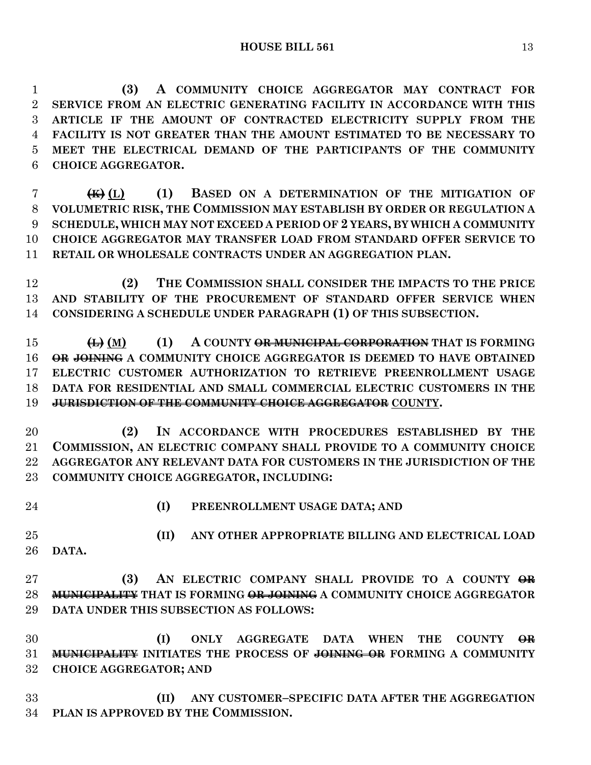**(3) A COMMUNITY CHOICE AGGREGATOR MAY CONTRACT FOR SERVICE FROM AN ELECTRIC GENERATING FACILITY IN ACCORDANCE WITH THIS ARTICLE IF THE AMOUNT OF CONTRACTED ELECTRICITY SUPPLY FROM THE FACILITY IS NOT GREATER THAN THE AMOUNT ESTIMATED TO BE NECESSARY TO MEET THE ELECTRICAL DEMAND OF THE PARTICIPANTS OF THE COMMUNITY CHOICE AGGREGATOR.**

~~**(K)**~~ **(L)** **(1) BASED ON A DETERMINATION OF THE MITIGATION OF VOLUMETRIC RISK, THE COMMISSION MAY ESTABLISH BY ORDER OR REGULATION A SCHEDULE, WHICH MAY NOT EXCEED A PERIOD OF 2 YEARS, BY WHICH A COMMUNITY CHOICE AGGREGATOR MAY TRANSFER LOAD FROM STANDARD OFFER SERVICE TO RETAIL OR WHOLESALE CONTRACTS UNDER AN AGGREGATION PLAN.**

**(2) THE COMMISSION SHALL CONSIDER THE IMPACTS TO THE PRICE AND STABILITY OF THE PROCUREMENT OF STANDARD OFFER SERVICE WHEN CONSIDERING A SCHEDULE UNDER PARAGRAPH (1) OF THIS SUBSECTION.**

~~**(L)**~~ **(M)** **(1) A COUNTY** ~~**OR MUNICIPAL CORPORATION**~~ **THAT IS FORMING** ~~**OR JOINING**~~ **A COMMUNITY CHOICE AGGREGATOR IS DEEMED TO HAVE OBTAINED ELECTRIC CUSTOMER AUTHORIZATION TO RETRIEVE PREENROLLMENT USAGE DATA FOR RESIDENTIAL AND SMALL COMMERCIAL ELECTRIC CUSTOMERS IN THE** ~~**JURISDICTION OF THE COMMUNITY CHOICE AGGREGATOR**~~ **COUNTY.**

**(2) IN ACCORDANCE WITH PROCEDURES ESTABLISHED BY THE COMMISSION, AN ELECTRIC COMPANY SHALL PROVIDE TO A COMMUNITY CHOICE AGGREGATOR ANY RELEVANT DATA FOR CUSTOMERS IN THE JURISDICTION OF THE COMMUNITY CHOICE AGGREGATOR, INCLUDING:**

**(I) PREENROLLMENT USAGE DATA; AND**

**(II) ANY OTHER APPROPRIATE BILLING AND ELECTRICAL LOAD DATA.**

**(3) AN ELECTRIC COMPANY SHALL PROVIDE TO A COUNTY** ~~**OR MUNICIPALITY**~~ **THAT IS FORMING** ~~**OR JOINING**~~ **A COMMUNITY CHOICE AGGREGATOR DATA UNDER THIS SUBSECTION AS FOLLOWS:**

**(I) ONLY AGGREGATE DATA WHEN THE COUNTY** ~~**OR MUNICIPALITY**~~ **INITIATES THE PROCESS OF** ~~**JOINING OR**~~ **FORMING A COMMUNITY CHOICE AGGREGATOR; AND**

**(II) ANY CUSTOMER–SPECIFIC DATA AFTER THE AGGREGATION PLAN IS APPROVED BY THE COMMISSION.**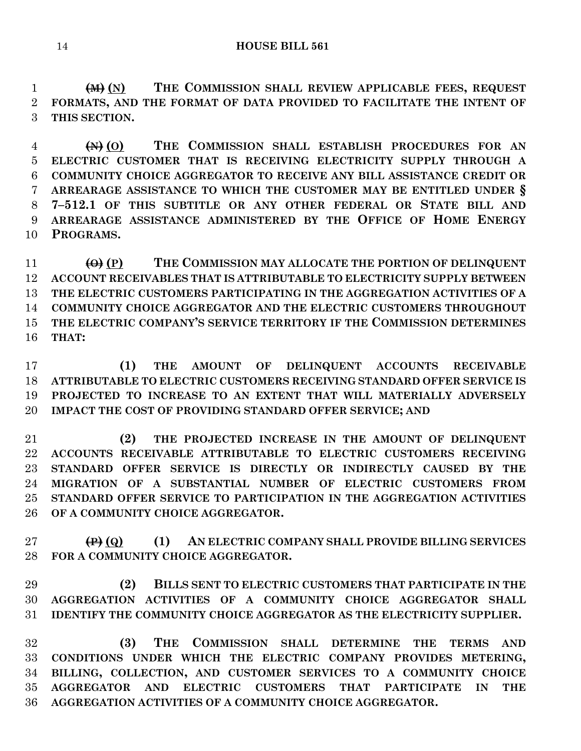~~(M)~~ (N) THE COMMISSION SHALL REVIEW APPLICABLE FEES, REQUEST FORMATS, AND THE FORMAT OF DATA PROVIDED TO FACILITATE THE INTENT OF THIS SECTION.

~~(N)~~ (O) THE COMMISSION SHALL ESTABLISH PROCEDURES FOR AN ELECTRIC CUSTOMER THAT IS RECEIVING ELECTRICITY SUPPLY THROUGH A COMMUNITY CHOICE AGGREGATOR TO RECEIVE ANY BILL ASSISTANCE CREDIT OR ARREARAGE ASSISTANCE TO WHICH THE CUSTOMER MAY BE ENTITLED UNDER § 7–512.1 OF THIS SUBTITLE OR ANY OTHER FEDERAL OR STATE BILL AND ARREARAGE ASSISTANCE ADMINISTERED BY THE OFFICE OF HOME ENERGY PROGRAMS.

~~(O)~~ (P) THE COMMISSION MAY ALLOCATE THE PORTION OF DELINQUENT ACCOUNT RECEIVABLES THAT IS ATTRIBUTABLE TO ELECTRICITY SUPPLY BETWEEN THE ELECTRIC CUSTOMERS PARTICIPATING IN THE AGGREGATION ACTIVITIES OF A COMMUNITY CHOICE AGGREGATOR AND THE ELECTRIC CUSTOMERS THROUGHOUT THE ELECTRIC COMPANY'S SERVICE TERRITORY IF THE COMMISSION DETERMINES THAT:

(1) THE AMOUNT OF DELINQUENT ACCOUNTS RECEIVABLE ATTRIBUTABLE TO ELECTRIC CUSTOMERS RECEIVING STANDARD OFFER SERVICE IS PROJECTED TO INCREASE TO AN EXTENT THAT WILL MATERIALLY ADVERSELY IMPACT THE COST OF PROVIDING STANDARD OFFER SERVICE; AND

(2) THE PROJECTED INCREASE IN THE AMOUNT OF DELINQUENT ACCOUNTS RECEIVABLE ATTRIBUTABLE TO ELECTRIC CUSTOMERS RECEIVING STANDARD OFFER SERVICE IS DIRECTLY OR INDIRECTLY CAUSED BY THE MIGRATION OF A SUBSTANTIAL NUMBER OF ELECTRIC CUSTOMERS FROM STANDARD OFFER SERVICE TO PARTICIPATION IN THE AGGREGATION ACTIVITIES OF A COMMUNITY CHOICE AGGREGATOR.

~~(P)~~ (Q) (1) AN ELECTRIC COMPANY SHALL PROVIDE BILLING SERVICES FOR A COMMUNITY CHOICE AGGREGATOR.

(2) BILLS SENT TO ELECTRIC CUSTOMERS THAT PARTICIPATE IN THE AGGREGATION ACTIVITIES OF A COMMUNITY CHOICE AGGREGATOR SHALL IDENTIFY THE COMMUNITY CHOICE AGGREGATOR AS THE ELECTRICITY SUPPLIER.

(3) THE COMMISSION SHALL DETERMINE THE TERMS AND CONDITIONS UNDER WHICH THE ELECTRIC COMPANY PROVIDES METERING, BILLING, COLLECTION, AND CUSTOMER SERVICES TO A COMMUNITY CHOICE AGGREGATOR AND ELECTRIC CUSTOMERS THAT PARTICIPATE IN THE AGGREGATION ACTIVITIES OF A COMMUNITY CHOICE AGGREGATOR.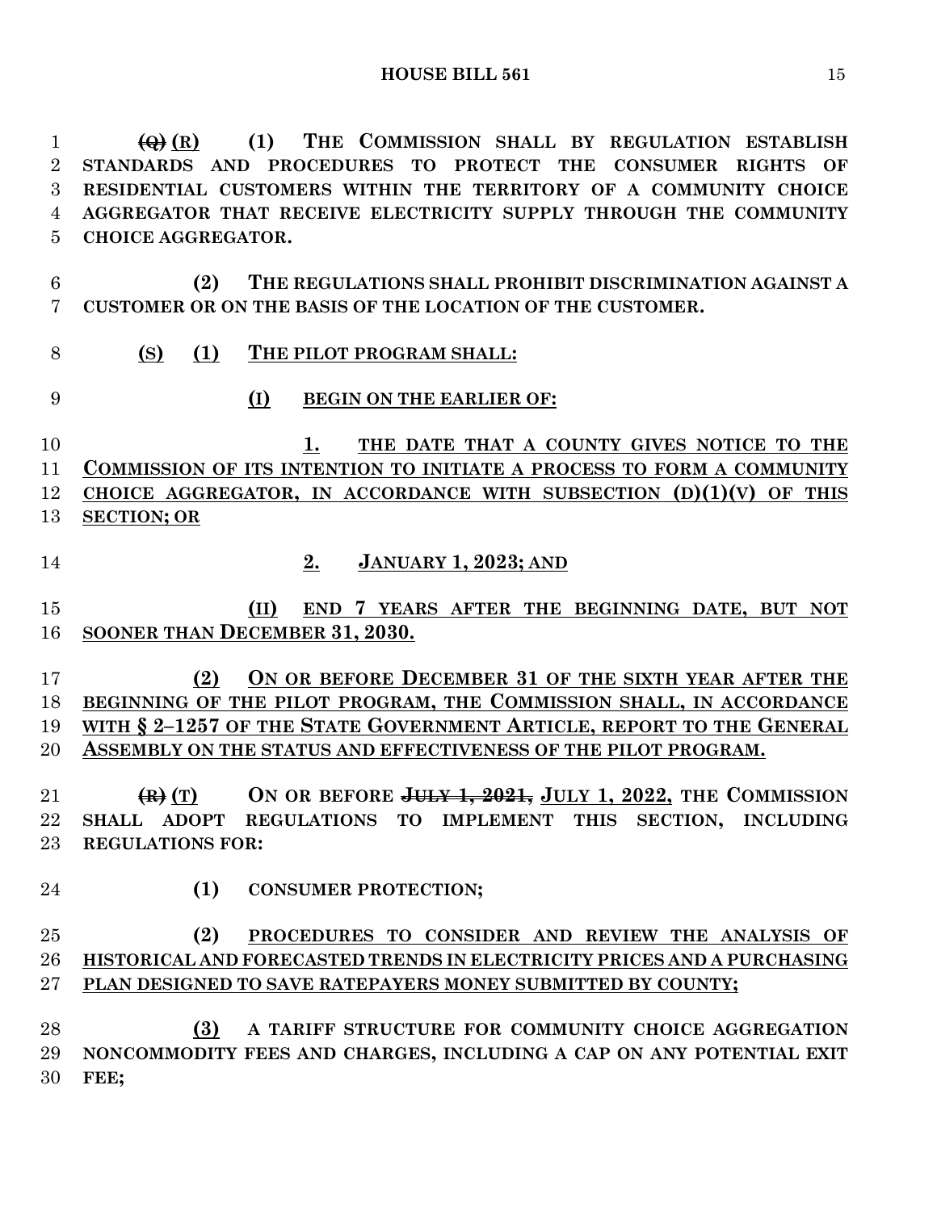~~(Q)~~ (R) (1) THE COMMISSION SHALL BY REGULATION ESTABLISH STANDARDS AND PROCEDURES TO PROTECT THE CONSUMER RIGHTS OF RESIDENTIAL CUSTOMERS WITHIN THE TERRITORY OF A COMMUNITY CHOICE AGGREGATOR THAT RECEIVE ELECTRICITY SUPPLY THROUGH THE COMMUNITY CHOICE AGGREGATOR.

(2) THE REGULATIONS SHALL PROHIBIT DISCRIMINATION AGAINST A CUSTOMER OR ON THE BASIS OF THE LOCATION OF THE CUSTOMER.

(S) (1) THE PILOT PROGRAM SHALL:

(I) BEGIN ON THE EARLIER OF:

1. THE DATE THAT A COUNTY GIVES NOTICE TO THE COMMISSION OF ITS INTENTION TO INITIATE A PROCESS TO FORM A COMMUNITY CHOICE AGGREGATOR, IN ACCORDANCE WITH SUBSECTION (D)(1)(V) OF THIS SECTION; OR

2. JANUARY 1, 2023; AND

(II) END 7 YEARS AFTER THE BEGINNING DATE, BUT NOT SOONER THAN DECEMBER 31, 2030.

(2) ON OR BEFORE DECEMBER 31 OF THE SIXTH YEAR AFTER THE BEGINNING OF THE PILOT PROGRAM, THE COMMISSION SHALL, IN ACCORDANCE WITH § 2–1257 OF THE STATE GOVERNMENT ARTICLE, REPORT TO THE GENERAL ASSEMBLY ON THE STATUS AND EFFECTIVENESS OF THE PILOT PROGRAM.

~~(R)~~ (T) ON OR BEFORE ~~JULY 1, 2021,~~ JULY 1, 2022, THE COMMISSION SHALL ADOPT REGULATIONS TO IMPLEMENT THIS SECTION, INCLUDING REGULATIONS FOR:

(1) CONSUMER PROTECTION;

(2) PROCEDURES TO CONSIDER AND REVIEW THE ANALYSIS OF HISTORICAL AND FORECASTED TRENDS IN ELECTRICITY PRICES AND A PURCHASING PLAN DESIGNED TO SAVE RATEPAYERS MONEY SUBMITTED BY COUNTY;

(3) A TARIFF STRUCTURE FOR COMMUNITY CHOICE AGGREGATION NONCOMMODITY FEES AND CHARGES, INCLUDING A CAP ON ANY POTENTIAL EXIT FEE;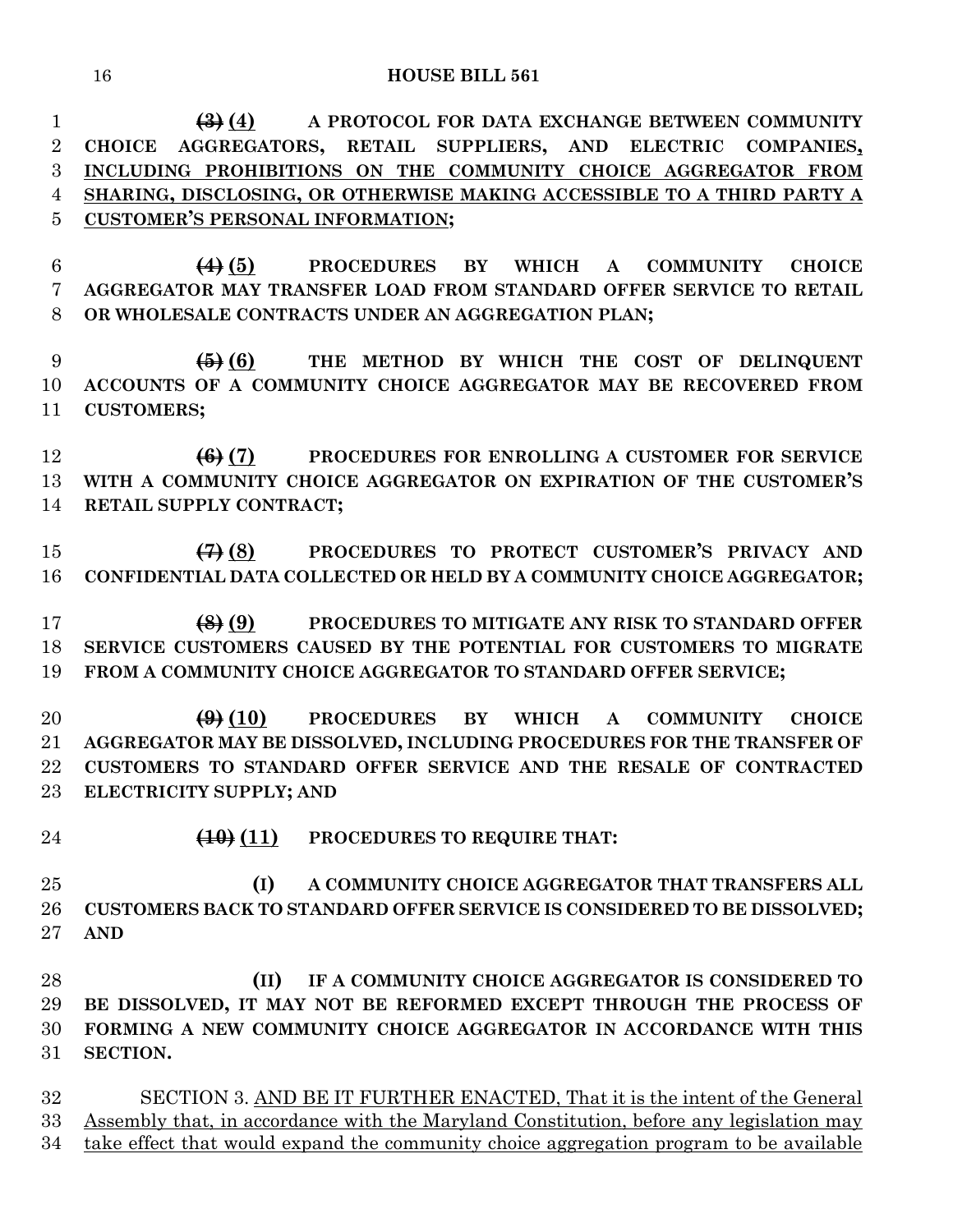~~(3)~~ (4) A PROTOCOL FOR DATA EXCHANGE BETWEEN COMMUNITY CHOICE AGGREGATORS, RETAIL SUPPLIERS, AND ELECTRIC COMPANIES, INCLUDING PROHIBITIONS ON THE COMMUNITY CHOICE AGGREGATOR FROM SHARING, DISCLOSING, OR OTHERWISE MAKING ACCESSIBLE TO A THIRD PARTY A CUSTOMER'S PERSONAL INFORMATION;

~~(4)~~ (5) PROCEDURES BY WHICH A COMMUNITY CHOICE AGGREGATOR MAY TRANSFER LOAD FROM STANDARD OFFER SERVICE TO RETAIL OR WHOLESALE CONTRACTS UNDER AN AGGREGATION PLAN;

~~(5)~~ (6) THE METHOD BY WHICH THE COST OF DELINQUENT ACCOUNTS OF A COMMUNITY CHOICE AGGREGATOR MAY BE RECOVERED FROM CUSTOMERS;

~~(6)~~ (7) PROCEDURES FOR ENROLLING A CUSTOMER FOR SERVICE WITH A COMMUNITY CHOICE AGGREGATOR ON EXPIRATION OF THE CUSTOMER'S RETAIL SUPPLY CONTRACT;

~~(7)~~ (8) PROCEDURES TO PROTECT CUSTOMER'S PRIVACY AND CONFIDENTIAL DATA COLLECTED OR HELD BY A COMMUNITY CHOICE AGGREGATOR;

~~(8)~~ (9) PROCEDURES TO MITIGATE ANY RISK TO STANDARD OFFER SERVICE CUSTOMERS CAUSED BY THE POTENTIAL FOR CUSTOMERS TO MIGRATE FROM A COMMUNITY CHOICE AGGREGATOR TO STANDARD OFFER SERVICE;

~~(9)~~ (10) PROCEDURES BY WHICH A COMMUNITY CHOICE AGGREGATOR MAY BE DISSOLVED, INCLUDING PROCEDURES FOR THE TRANSFER OF CUSTOMERS TO STANDARD OFFER SERVICE AND THE RESALE OF CONTRACTED ELECTRICITY SUPPLY; AND

~~(10)~~ (11) PROCEDURES TO REQUIRE THAT:

(I) A COMMUNITY CHOICE AGGREGATOR THAT TRANSFERS ALL CUSTOMERS BACK TO STANDARD OFFER SERVICE IS CONSIDERED TO BE DISSOLVED; AND

(II) IF A COMMUNITY CHOICE AGGREGATOR IS CONSIDERED TO BE DISSOLVED, IT MAY NOT BE REFORMED EXCEPT THROUGH THE PROCESS OF FORMING A NEW COMMUNITY CHOICE AGGREGATOR IN ACCORDANCE WITH THIS SECTION.

SECTION 3. AND BE IT FURTHER ENACTED, That it is the intent of the General Assembly that, in accordance with the Maryland Constitution, before any legislation may take effect that would expand the community choice aggregation program to be available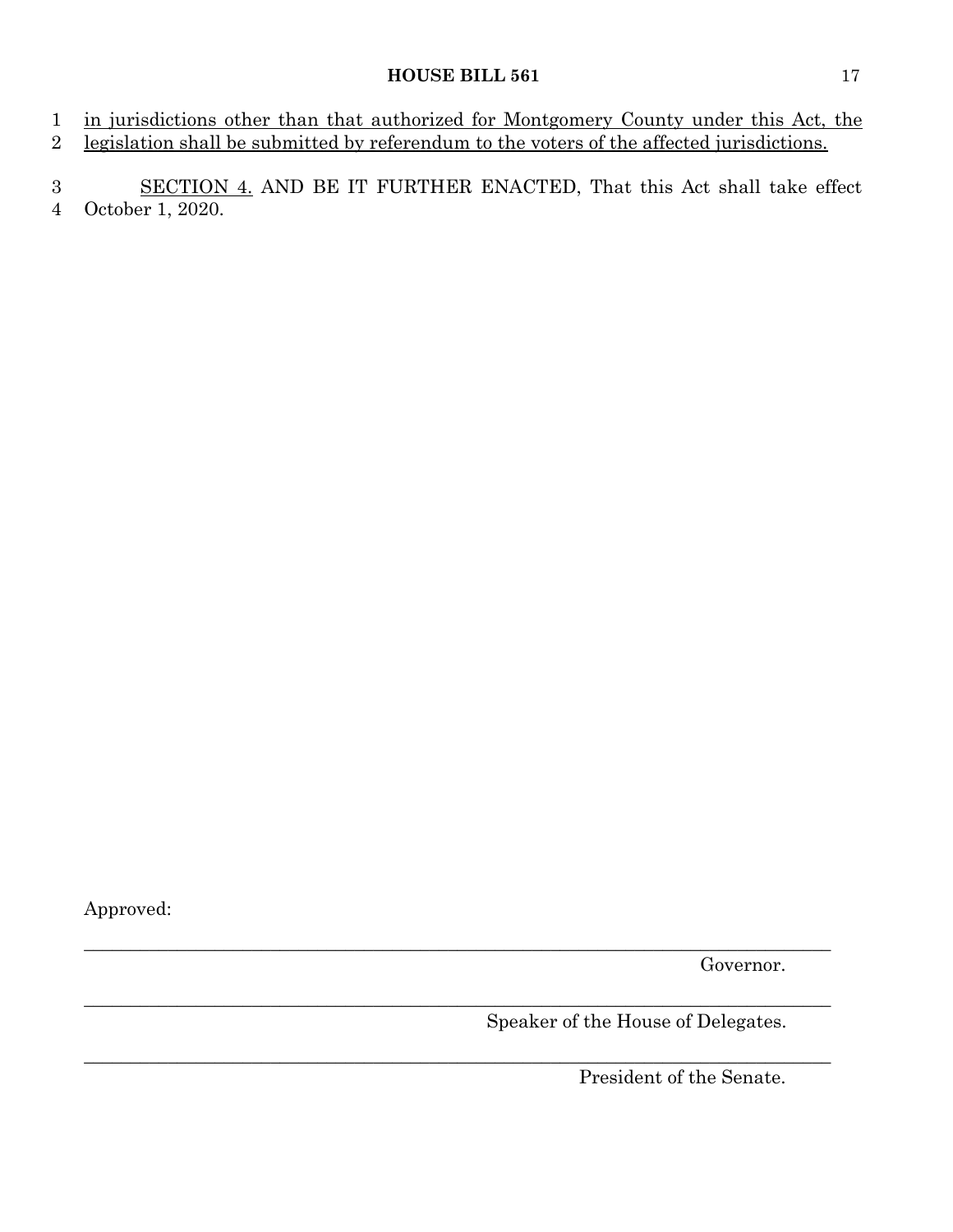1 <u>in jurisdictions other than that authorized for Montgomery County under this Act, the</u>
2 <u>legislation shall be submitted by referendum to the voters of the affected jurisdictions.</u>

3 <u>SECTION 4.</u> AND BE IT FURTHER ENACTED, That this Act shall take effect
4 October 1, 2020.

Approved:

\_\_\_\_\_\_\_\_\_\_\_\_\_\_\_\_\_\_\_\_\_\_\_\_\_\_\_\_\_\_\_\_\_\_\_\_\_\_\_\_\_\_\_\_\_\_\_\_\_\_\_\_\_\_\_\_\_\_\_\_\_\_\_\_\_\_\_\_\_\_\_\_\_\_

Governor.

\_\_\_\_\_\_\_\_\_\_\_\_\_\_\_\_\_\_\_\_\_\_\_\_\_\_\_\_\_\_\_\_\_\_\_\_\_\_\_\_\_\_\_\_\_\_\_\_\_\_\_\_\_\_\_\_\_\_\_\_\_\_\_\_\_\_\_\_\_\_\_\_\_\_

Speaker of the House of Delegates.

\_\_\_\_\_\_\_\_\_\_\_\_\_\_\_\_\_\_\_\_\_\_\_\_\_\_\_\_\_\_\_\_\_\_\_\_\_\_\_\_\_\_\_\_\_\_\_\_\_\_\_\_\_\_\_\_\_\_\_\_\_\_\_\_\_\_\_\_\_\_\_\_\_\_

President of the Senate.